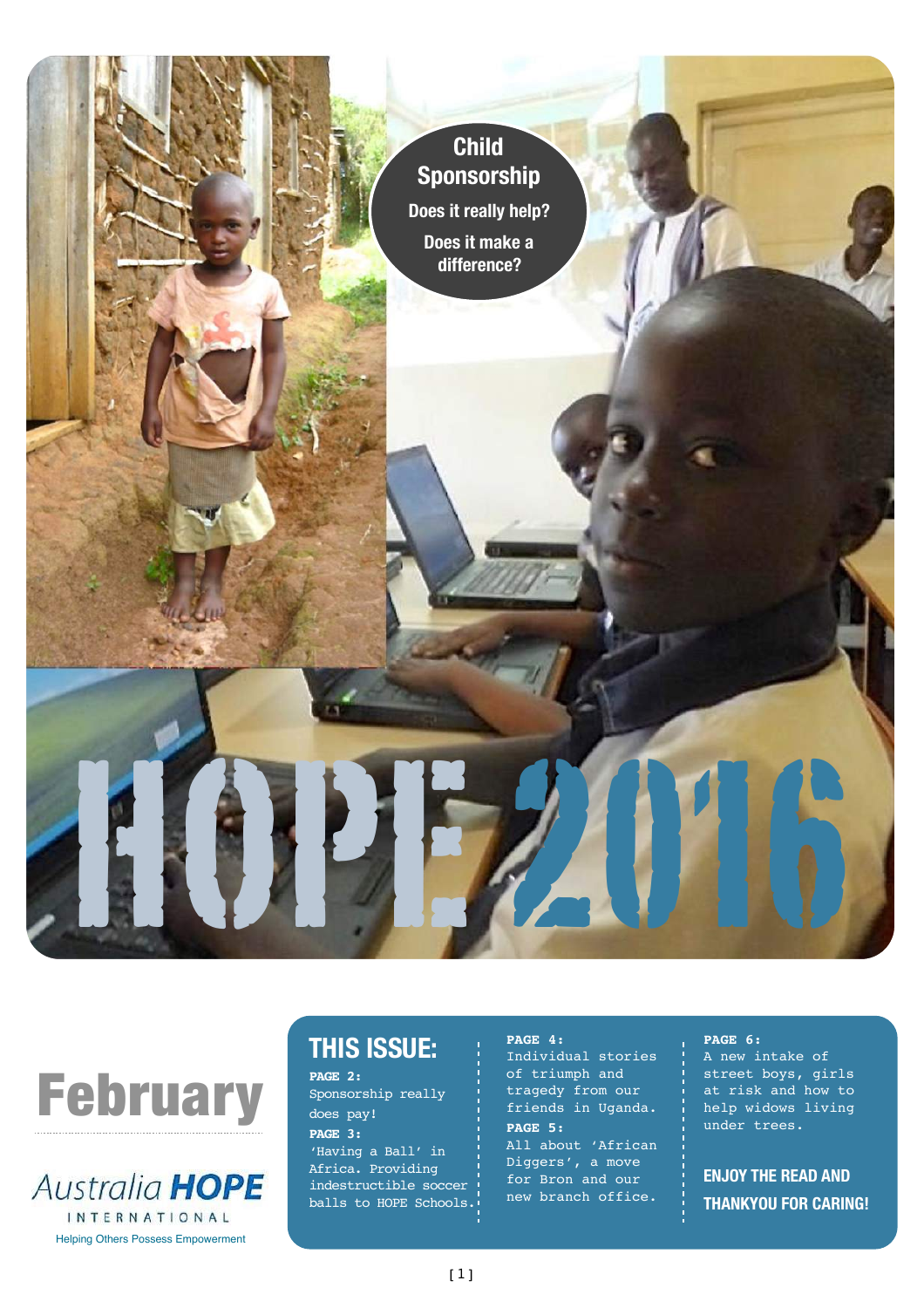# HOPE 2016

**Child Sponsorship**

**Does it really help?**

**Does it make a difference?**

## February

Australia **HOPE**
INTERNATIONAL
Helping Others Possess Empowerment

## THIS ISSUE:

**PAGE 2:**
Sponsorship really does pay!

**PAGE 3:**
'Having a Ball' in Africa. Providing indestructible soccer balls to HOPE Schools.

**PAGE 4:**
Individual stories of triumph and tragedy from our friends in Uganda.

**PAGE 5:**
All about 'African Diggers', a move for Bron and our new branch office.

**PAGE 6:**
A new intake of street boys, girls at risk and how to help widows living under trees.

**ENJOY THE READ AND THANKYOU FOR CARING!**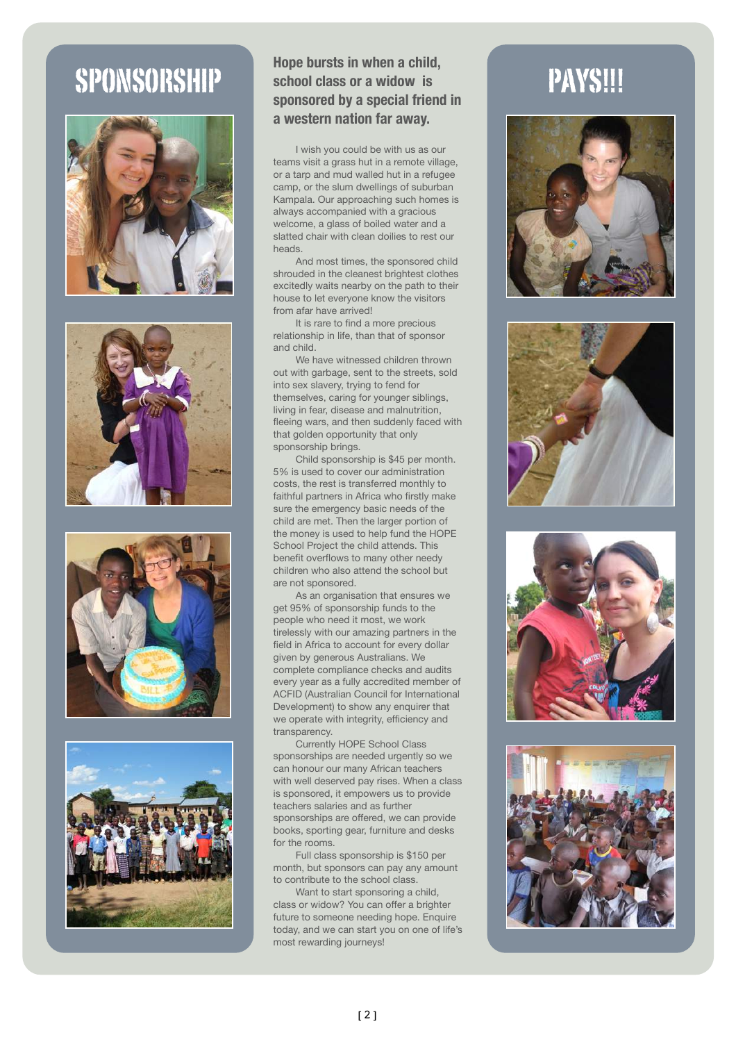# SPONSORSHIP PAYS!!!

**Hope bursts in when a child, school class or a widow is sponsored by a special friend in a western nation far away.**

I wish you could be with us as our teams visit a grass hut in a remote village, or a tarp and mud walled hut in a refugee camp, or the slum dwellings of suburban Kampala. Our approaching such homes is always accompanied with a gracious welcome, a glass of boiled water and a slatted chair with clean doilies to rest our heads.

And most times, the sponsored child shrouded in the cleanest brightest clothes excitedly waits nearby on the path to their house to let everyone know the visitors from afar have arrived!

It is rare to find a more precious relationship in life, than that of sponsor and child.

We have witnessed children thrown out with garbage, sent to the streets, sold into sex slavery, trying to fend for themselves, caring for younger siblings, living in fear, disease and malnutrition, fleeing wars, and then suddenly faced with that golden opportunity that only sponsorship brings.

Child sponsorship is $45 per month. 5% is used to cover our administration costs, the rest is transferred monthly to faithful partners in Africa who firstly make sure the emergency basic needs of the child are met. Then the larger portion of the money is used to help fund the HOPE School Project the child attends. This benefit overflows to many other needy children who also attend the school but are not sponsored.

As an organisation that ensures we get 95% of sponsorship funds to the people who need it most, we work tirelessly with our amazing partners in the field in Africa to account for every dollar given by generous Australians. We complete compliance checks and audits every year as a fully accredited member of ACFID (Australian Council for International Development) to show any enquirer that we operate with integrity, efficiency and transparency.

Currently HOPE School Class sponsorships are needed urgently so we can honour our many African teachers with well deserved pay rises. When a class is sponsored, it empowers us to provide teachers salaries and as further sponsorships are offered, we can provide books, sporting gear, furniture and desks for the rooms.

Full class sponsorship is $150 per month, but sponsors can pay any amount to contribute to the school class.

Want to start sponsoring a child, class or widow? You can offer a brighter future to someone needing hope. Enquire today, and we can start you on one of life's most rewarding journeys!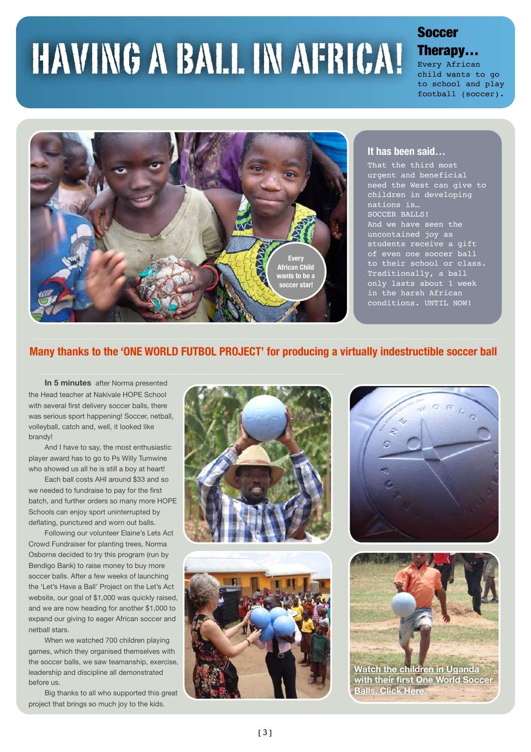# HAVING A BALL IN AFRICA!

### Soccer Therapy…

Every African child wants to go to school and play football (soccer).

Every African Child wants to be a soccer star!

### It has been said…

That the third most urgent and beneficial need the West can give to children in developing nations is… SOCCER BALLS! And we have seen the uncontained joy as students receive a gift of even one soccer ball to their school or class. Traditionally, a ball only lasts about 1 week in the harsh African conditions. UNTIL NOW!

## Many thanks to the 'ONE WORLD FUTBOL PROJECT' for producing a virtually indestructible soccer ball

**In 5 minutes** after Norma presented the Head teacher at Nakivale HOPE School with several first delivery soccer balls, there was serious sport happening! Soccer, netball, volleyball, catch and, well, it looked like brandy!

And I have to say, the most enthusiastic player award has to go to Ps Willy Tumwine who showed us all he is still a boy at heart!

Each ball costs AHI around $33 and so we needed to fundraise to pay for the first batch, and further orders so many more HOPE Schools can enjoy sport uninterrupted by deflating, punctured and worn out balls.

Following our volunteer Elaine's Lets Act Crowd Fundraiser for planting trees, Norma Osborne decided to try this program (run by Bendigo Bank) to raise money to buy more soccer balls. After a few weeks of launching the 'Let's Have a Ball' Project on the Let's Act website, our goal of $1,000 was quickly raised, and we are now heading for another $1,000 to expand our giving to eager African soccer and netball stars.

When we watched 700 children playing games, which they organised themselves with the soccer balls, we saw teamanship, exercise, leadership and discipline all demonstrated before us.

Big thanks to all who supported this great project that brings so much joy to the kids.

Watch the children in Uganda with their first One World Soccer Balls. Click Here.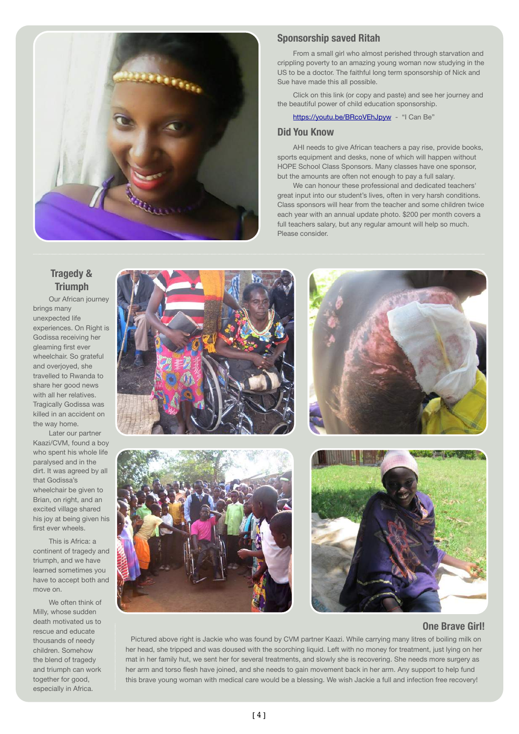## Sponsorship saved Ritah

From a small girl who almost perished through starvation and crippling poverty to an amazing young woman now studying in the US to be a doctor. The faithful long term sponsorship of Nick and Sue have made this all possible.

Click on this link (or copy and paste) and see her journey and the beautiful power of child education sponsorship.

https://youtu.be/BRcoVEhJpyw - "I Can Be"

## Did You Know

AHI needs to give African teachers a pay rise, provide books, sports equipment and desks, none of which will happen without HOPE School Class Sponsors. Many classes have one sponsor, but the amounts are often not enough to pay a full salary.

We can honour these professional and dedicated teachers' great input into our student's lives, often in very harsh conditions. Class sponsors will hear from the teacher and some children twice each year with an annual update photo. $200 per month covers a full teachers salary, but any regular amount will help so much. Please consider.

## Tragedy & Triumph

Our African journey brings many unexpected life experiences. On Right is Godissa receiving her gleaming first ever wheelchair. So grateful and overjoyed, she travelled to Rwanda to share her good news with all her relatives. Tragically Godissa was killed in an accident on the way home.

Later our partner Kaazi/CVM, found a boy who spent his whole life paralysed and in the dirt. It was agreed by all that Godissa's wheelchair be given to Brian, on right, and an excited village shared his joy at being given his first ever wheels.

This is Africa: a continent of tragedy and triumph, and we have learned sometimes you have to accept both and move on.

We often think of Milly, whose sudden death motivated us to rescue and educate thousands of needy children. Somehow the blend of tragedy and triumph can work together for good, especially in Africa.

## One Brave Girl!

Pictured above right is Jackie who was found by CVM partner Kaazi. While carrying many litres of boiling milk on her head, she tripped and was doused with the scorching liquid. Left with no money for treatment, just lying on her mat in her family hut, we sent her for several treatments, and slowly she is recovering. She needs more surgery as her arm and torso flesh have joined, and she needs to gain movement back in her arm. Any support to help fund this brave young woman with medical care would be a blessing. We wish Jackie a full and infection free recovery!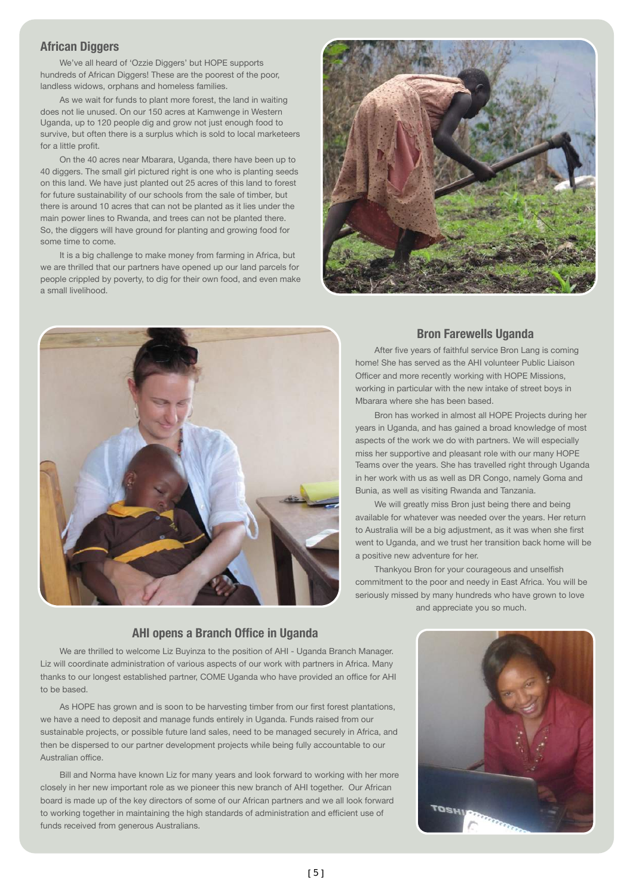## African Diggers

We've all heard of 'Ozzie Diggers' but HOPE supports hundreds of African Diggers! These are the poorest of the poor, landless widows, orphans and homeless families.

As we wait for funds to plant more forest, the land in waiting does not lie unused. On our 150 acres at Kamwenge in Western Uganda, up to 120 people dig and grow not just enough food to survive, but often there is a surplus which is sold to local marketeers for a little profit.

On the 40 acres near Mbarara, Uganda, there have been up to 40 diggers. The small girl pictured right is one who is planting seeds on this land. We have just planted out 25 acres of this land to forest for future sustainability of our schools from the sale of timber, but there is around 10 acres that can not be planted as it lies under the main power lines to Rwanda, and trees can not be planted there. So, the diggers will have ground for planting and growing food for some time to come.

It is a big challenge to make money from farming in Africa, but we are thrilled that our partners have opened up our land parcels for people crippled by poverty, to dig for their own food, and even make a small livelihood.

## Bron Farewells Uganda

After five years of faithful service Bron Lang is coming home! She has served as the AHI volunteer Public Liaison Officer and more recently working with HOPE Missions, working in particular with the new intake of street boys in Mbarara where she has been based.

Bron has worked in almost all HOPE Projects during her years in Uganda, and has gained a broad knowledge of most aspects of the work we do with partners. We will especially miss her supportive and pleasant role with our many HOPE Teams over the years. She has travelled right through Uganda in her work with us as well as DR Congo, namely Goma and Bunia, as well as visiting Rwanda and Tanzania.

We will greatly miss Bron just being there and being available for whatever was needed over the years. Her return to Australia will be a big adjustment, as it was when she first went to Uganda, and we trust her transition back home will be a positive new adventure for her.

Thankyou Bron for your courageous and unselfish commitment to the poor and needy in East Africa. You will be seriously missed by many hundreds who have grown to love and appreciate you so much.

## AHI opens a Branch Office in Uganda

We are thrilled to welcome Liz Buyinza to the position of AHI - Uganda Branch Manager. Liz will coordinate administration of various aspects of our work with partners in Africa. Many thanks to our longest established partner, COME Uganda who have provided an office for AHI to be based.

As HOPE has grown and is soon to be harvesting timber from our first forest plantations, we have a need to deposit and manage funds entirely in Uganda. Funds raised from our sustainable projects, or possible future land sales, need to be managed securely in Africa, and then be dispersed to our partner development projects while being fully accountable to our Australian office.

Bill and Norma have known Liz for many years and look forward to working with her more closely in her new important role as we pioneer this new branch of AHI together. Our African board is made up of the key directors of some of our African partners and we all look forward to working together in maintaining the high standards of administration and efficient use of funds received from generous Australians.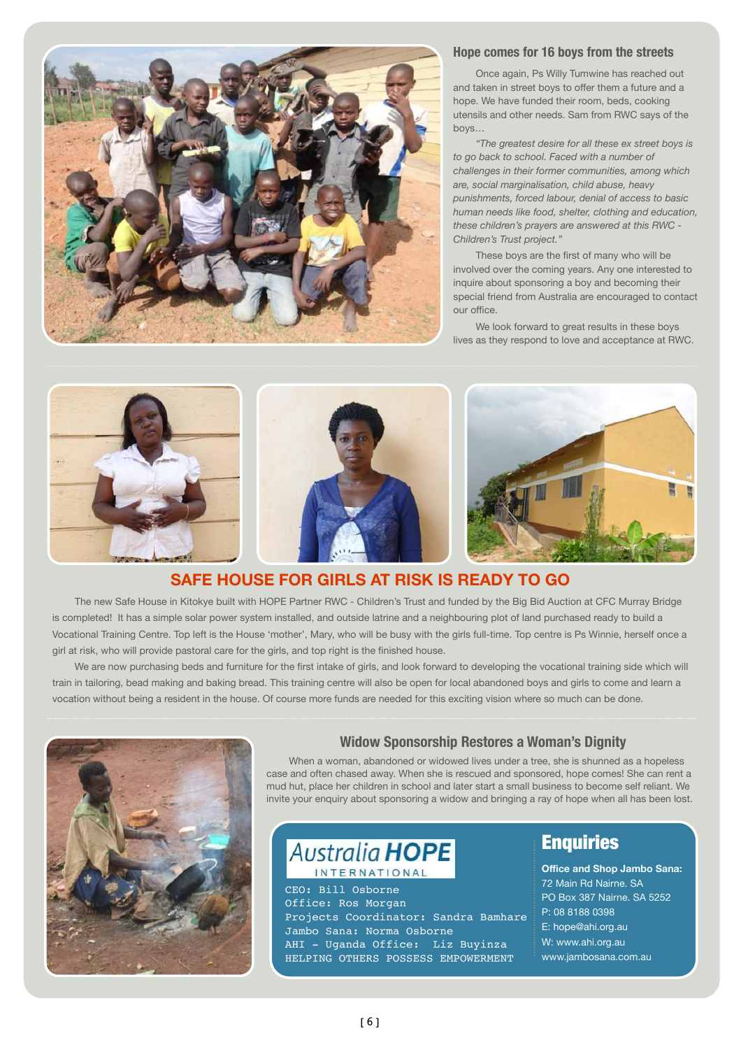## Hope comes for 16 boys from the streets

Once again, Ps Willy Tumwine has reached out and taken in street boys to offer them a future and a hope. We have funded their room, beds, cooking utensils and other needs. Sam from RWC says of the boys…

*"The greatest desire for all these ex street boys is to go back to school. Faced with a number of challenges in their former communities, among which are, social marginalisation, child abuse, heavy punishments, forced labour, denial of access to basic human needs like food, shelter, clothing and education, these children's prayers are answered at this RWC - Children's Trust project."*

These boys are the first of many who will be involved over the coming years. Any one interested to inquire about sponsoring a boy and becoming their special friend from Australia are encouraged to contact our office.

We look forward to great results in these boys lives as they respond to love and acceptance at RWC.

## SAFE HOUSE FOR GIRLS AT RISK IS READY TO GO

The new Safe House in Kitokye built with HOPE Partner RWC - Children's Trust and funded by the Big Bid Auction at CFC Murray Bridge is completed! It has a simple solar power system installed, and outside latrine and a neighbouring plot of land purchased ready to build a Vocational Training Centre. Top left is the House 'mother', Mary, who will be busy with the girls full-time. Top centre is Ps Winnie, herself once a girl at risk, who will provide pastoral care for the girls, and top right is the finished house.

We are now purchasing beds and furniture for the first intake of girls, and look forward to developing the vocational training side which will train in tailoring, bead making and baking bread. This training centre will also be open for local abandoned boys and girls to come and learn a vocation without being a resident in the house. Of course more funds are needed for this exciting vision where so much can be done.

## Widow Sponsorship Restores a Woman's Dignity

When a woman, abandoned or widowed lives under a tree, she is shunned as a hopeless case and often chased away. When she is rescued and sponsored, hope comes! She can rent a mud hut, place her children in school and later start a small business to become self reliant. We invite your enquiry about sponsoring a widow and bringing a ray of hope when all has been lost.

**Australia HOPE INTERNATIONAL**

CEO: Bill Osborne
Office: Ros Morgan
Projects Coordinator: Sandra Bamhare
Jambo Sana: Norma Osborne
AHI - Uganda Office: Liz Buyinza
HELPING OTHERS POSSESS EMPOWERMENT

## Enquiries

**Office and Shop Jambo Sana:**
72 Main Rd Nairne. SA
PO Box 387 Nairne. SA 5252
P: 08 8188 0398
E: hope@ahi.org.au
W: www.ahi.org.au
www.jambosana.com.au